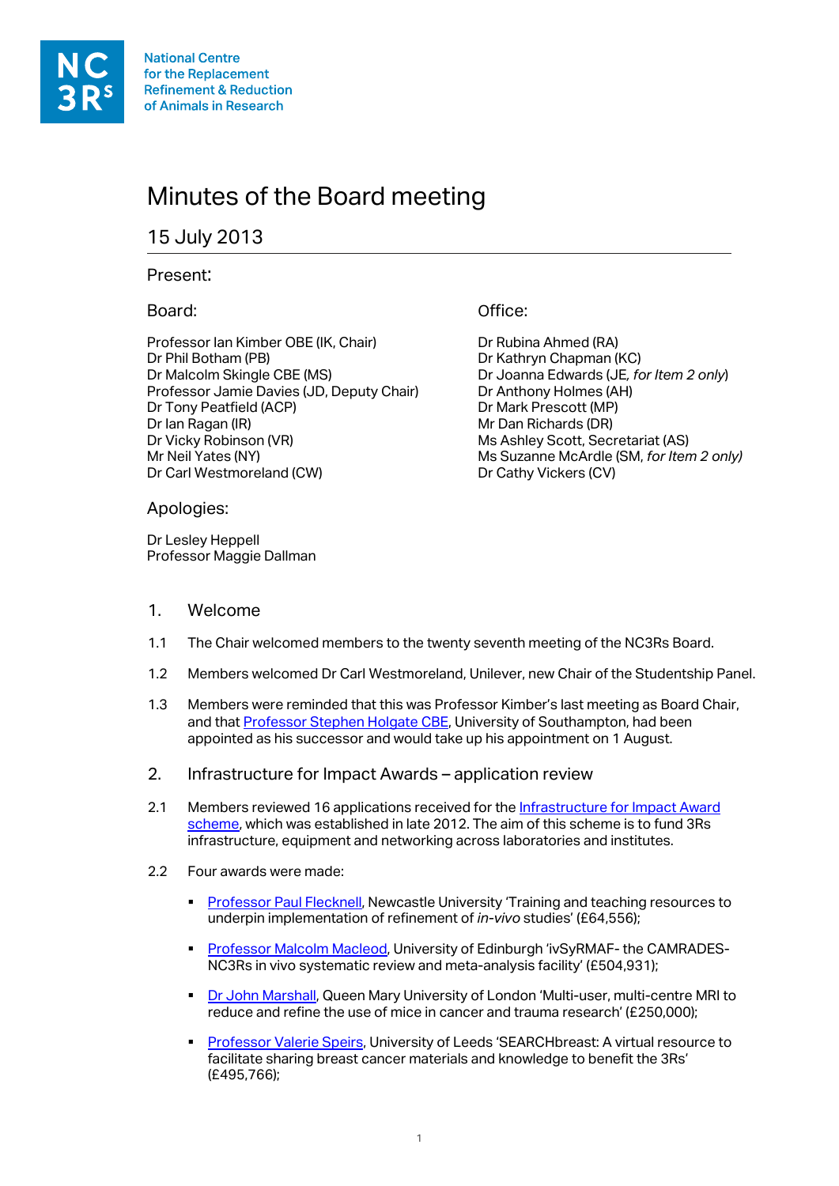National Centre for the Replacement Refinement & Reduction of Animals in Research

# Minutes of the Board meeting

## 15 July 2013

### Present:

**Board:**

Professor Ian Kimber OBE (IK, Chair)
Dr Phil Botham (PB)
Dr Malcolm Skingle CBE (MS)
Professor Jamie Davies (JD, Deputy Chair)
Dr Tony Peatfield (ACP)
Dr Ian Ragan (IR)
Dr Vicky Robinson (VR)
Mr Neil Yates (NY)
Dr Carl Westmoreland (CW)

**Office:**

Dr Rubina Ahmed (RA)
Dr Kathryn Chapman (KC)
Dr Joanna Edwards (JE, *for Item 2 only*)
Dr Anthony Holmes (AH)
Dr Mark Prescott (MP)
Mr Dan Richards (DR)
Ms Ashley Scott, Secretariat (AS)
Ms Suzanne McArdle (SM, *for Item 2 only)*
Dr Cathy Vickers (CV)

### Apologies:

Dr Lesley Heppell
Professor Maggie Dallman

## 1. Welcome

1.1 The Chair welcomed members to the twenty seventh meeting of the NC3Rs Board.

1.2 Members welcomed Dr Carl Westmoreland, Unilever, new Chair of the Studentship Panel.

1.3 Members were reminded that this was Professor Kimber's last meeting as Board Chair, and that Professor Stephen Holgate CBE, University of Southampton, had been appointed as his successor and would take up his appointment on 1 August.

## 2. Infrastructure for Impact Awards – application review

2.1 Members reviewed 16 applications received for the Infrastructure for Impact Award scheme, which was established in late 2012. The aim of this scheme is to fund 3Rs infrastructure, equipment and networking across laboratories and institutes.

2.2 Four awards were made:

- Professor Paul Flecknell, Newcastle University 'Training and teaching resources to underpin implementation of refinement of *in-vivo* studies' (£64,556);
- Professor Malcolm Macleod, University of Edinburgh 'ivSyRMAF- the CAMRADES-NC3Rs in vivo systematic review and meta-analysis facility' (£504,931);
- Dr John Marshall, Queen Mary University of London 'Multi-user, multi-centre MRI to reduce and refine the use of mice in cancer and trauma research' (£250,000);
- Professor Valerie Speirs, University of Leeds 'SEARCHbreast: A virtual resource to facilitate sharing breast cancer materials and knowledge to benefit the 3Rs' (£495,766);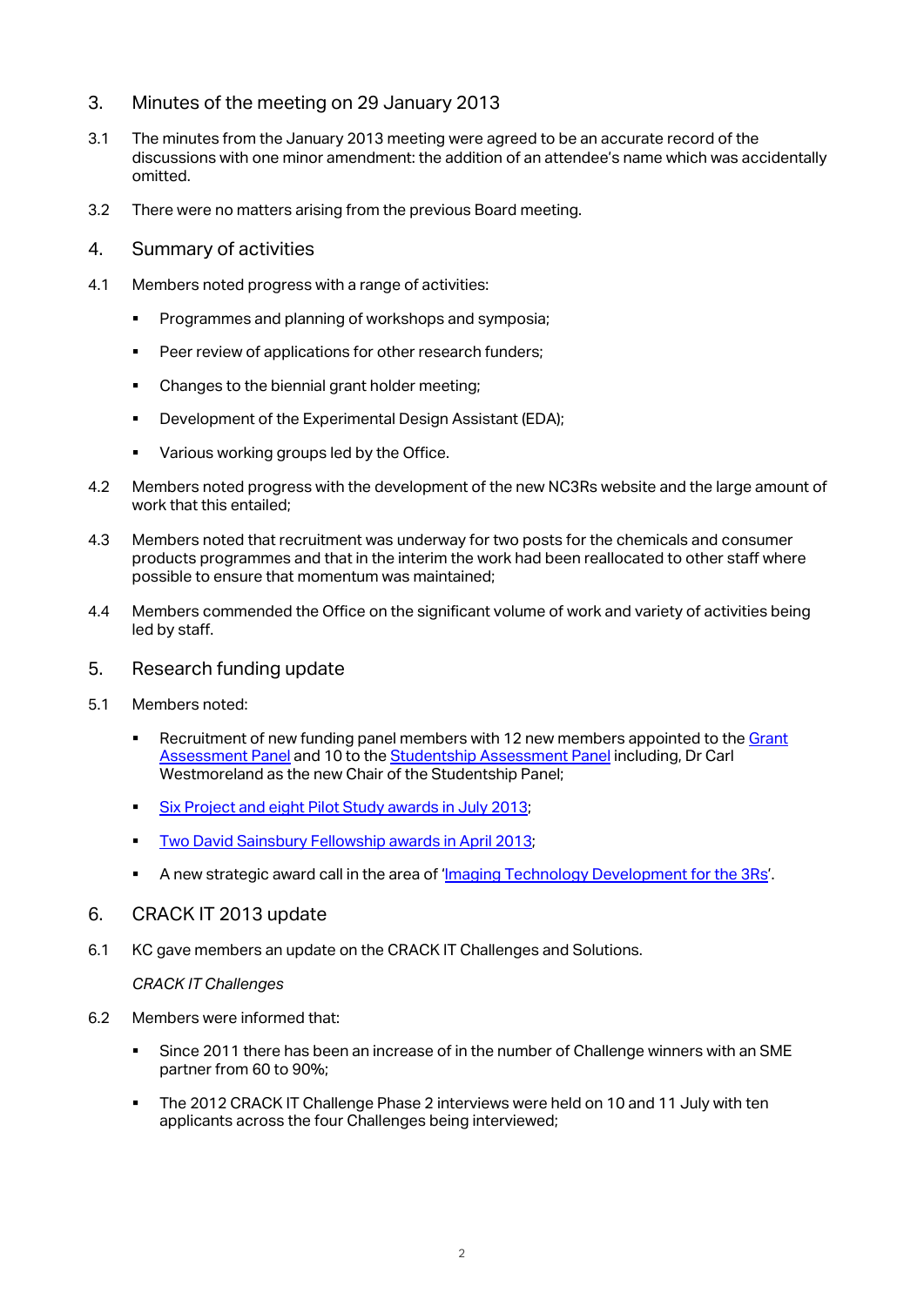## 3. Minutes of the meeting on 29 January 2013

3.1 The minutes from the January 2013 meeting were agreed to be an accurate record of the discussions with one minor amendment: the addition of an attendee's name which was accidentally omitted.

3.2 There were no matters arising from the previous Board meeting.

## 4. Summary of activities

4.1 Members noted progress with a range of activities:

- Programmes and planning of workshops and symposia;
- Peer review of applications for other research funders;
- Changes to the biennial grant holder meeting;
- Development of the Experimental Design Assistant (EDA);
- Various working groups led by the Office.

4.2 Members noted progress with the development of the new NC3Rs website and the large amount of work that this entailed;

4.3 Members noted that recruitment was underway for two posts for the chemicals and consumer products programmes and that in the interim the work had been reallocated to other staff where possible to ensure that momentum was maintained;

4.4 Members commended the Office on the significant volume of work and variety of activities being led by staff.

## 5. Research funding update

5.1 Members noted:

- Recruitment of new funding panel members with 12 new members appointed to the Grant Assessment Panel and 10 to the Studentship Assessment Panel including, Dr Carl Westmoreland as the new Chair of the Studentship Panel;
- Six Project and eight Pilot Study awards in July 2013;
- Two David Sainsbury Fellowship awards in April 2013;
- A new strategic award call in the area of 'Imaging Technology Development for the 3Rs'.

## 6. CRACK IT 2013 update

6.1 KC gave members an update on the CRACK IT Challenges and Solutions.

*CRACK IT Challenges*

6.2 Members were informed that:

- Since 2011 there has been an increase of in the number of Challenge winners with an SME partner from 60 to 90%;
- The 2012 CRACK IT Challenge Phase 2 interviews were held on 10 and 11 July with ten applicants across the four Challenges being interviewed;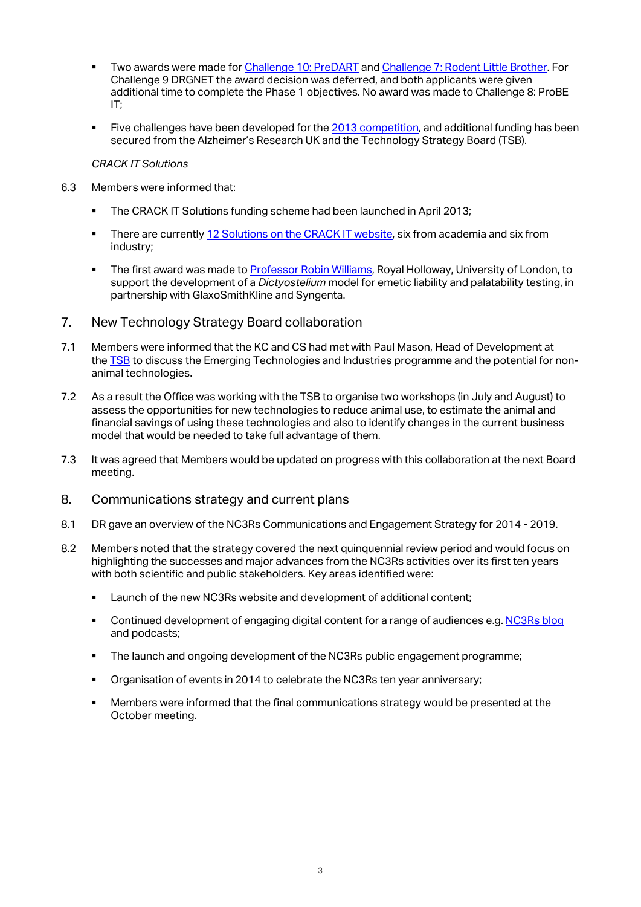- Two awards were made for Challenge 10: PreDART and Challenge 7: Rodent Little Brother. For Challenge 9 DRGNET the award decision was deferred, and both applicants were given additional time to complete the Phase 1 objectives. No award was made to Challenge 8: ProBE IT;

- Five challenges have been developed for the 2013 competition, and additional funding has been secured from the Alzheimer's Research UK and the Technology Strategy Board (TSB).

*CRACK IT Solutions*

6.3 Members were informed that:

- The CRACK IT Solutions funding scheme had been launched in April 2013;

- There are currently 12 Solutions on the CRACK IT website, six from academia and six from industry;

- The first award was made to Professor Robin Williams, Royal Holloway, University of London, to support the development of a *Dictyostelium* model for emetic liability and palatability testing, in partnership with GlaxoSmithKline and Syngenta.

## 7. New Technology Strategy Board collaboration

7.1 Members were informed that the KC and CS had met with Paul Mason, Head of Development at the TSB to discuss the Emerging Technologies and Industries programme and the potential for non-animal technologies.

7.2 As a result the Office was working with the TSB to organise two workshops (in July and August) to assess the opportunities for new technologies to reduce animal use, to estimate the animal and financial savings of using these technologies and also to identify changes in the current business model that would be needed to take full advantage of them.

7.3 It was agreed that Members would be updated on progress with this collaboration at the next Board meeting.

## 8. Communications strategy and current plans

8.1 DR gave an overview of the NC3Rs Communications and Engagement Strategy for 2014 - 2019.

8.2 Members noted that the strategy covered the next quinquennial review period and would focus on highlighting the successes and major advances from the NC3Rs activities over its first ten years with both scientific and public stakeholders. Key areas identified were:

- Launch of the new NC3Rs website and development of additional content;

- Continued development of engaging digital content for a range of audiences e.g. NC3Rs blog and podcasts;

- The launch and ongoing development of the NC3Rs public engagement programme;

- Organisation of events in 2014 to celebrate the NC3Rs ten year anniversary;

- Members were informed that the final communications strategy would be presented at the October meeting.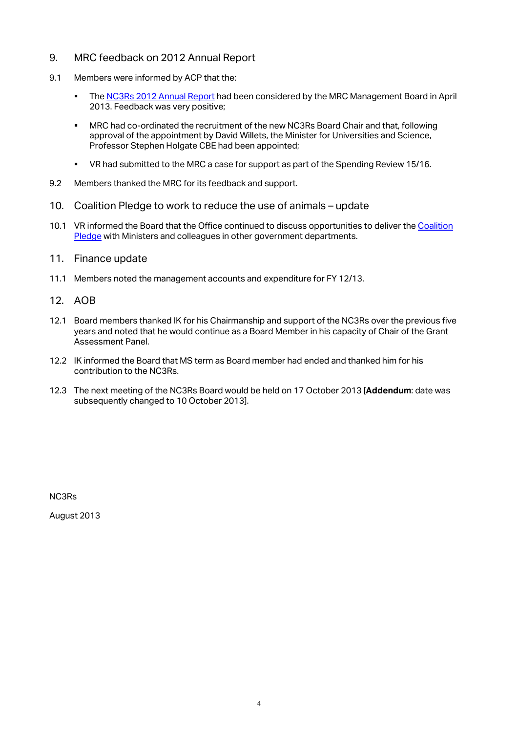## 9. MRC feedback on 2012 Annual Report

9.1 Members were informed by ACP that the:

- The NC3Rs 2012 Annual Report had been considered by the MRC Management Board in April 2013. Feedback was very positive;
- MRC had co-ordinated the recruitment of the new NC3Rs Board Chair and that, following approval of the appointment by David Willets, the Minister for Universities and Science, Professor Stephen Holgate CBE had been appointed;
- VR had submitted to the MRC a case for support as part of the Spending Review 15/16.

9.2 Members thanked the MRC for its feedback and support.

## 10. Coalition Pledge to work to reduce the use of animals – update

10.1 VR informed the Board that the Office continued to discuss opportunities to deliver the Coalition Pledge with Ministers and colleagues in other government departments.

## 11. Finance update

11.1 Members noted the management accounts and expenditure for FY 12/13.

## 12. AOB

12.1 Board members thanked IK for his Chairmanship and support of the NC3Rs over the previous five years and noted that he would continue as a Board Member in his capacity of Chair of the Grant Assessment Panel.

12.2 IK informed the Board that MS term as Board member had ended and thanked him for his contribution to the NC3Rs.

12.3 The next meeting of the NC3Rs Board would be held on 17 October 2013 [**Addendum**: date was subsequently changed to 10 October 2013].

NC3Rs

August 2013